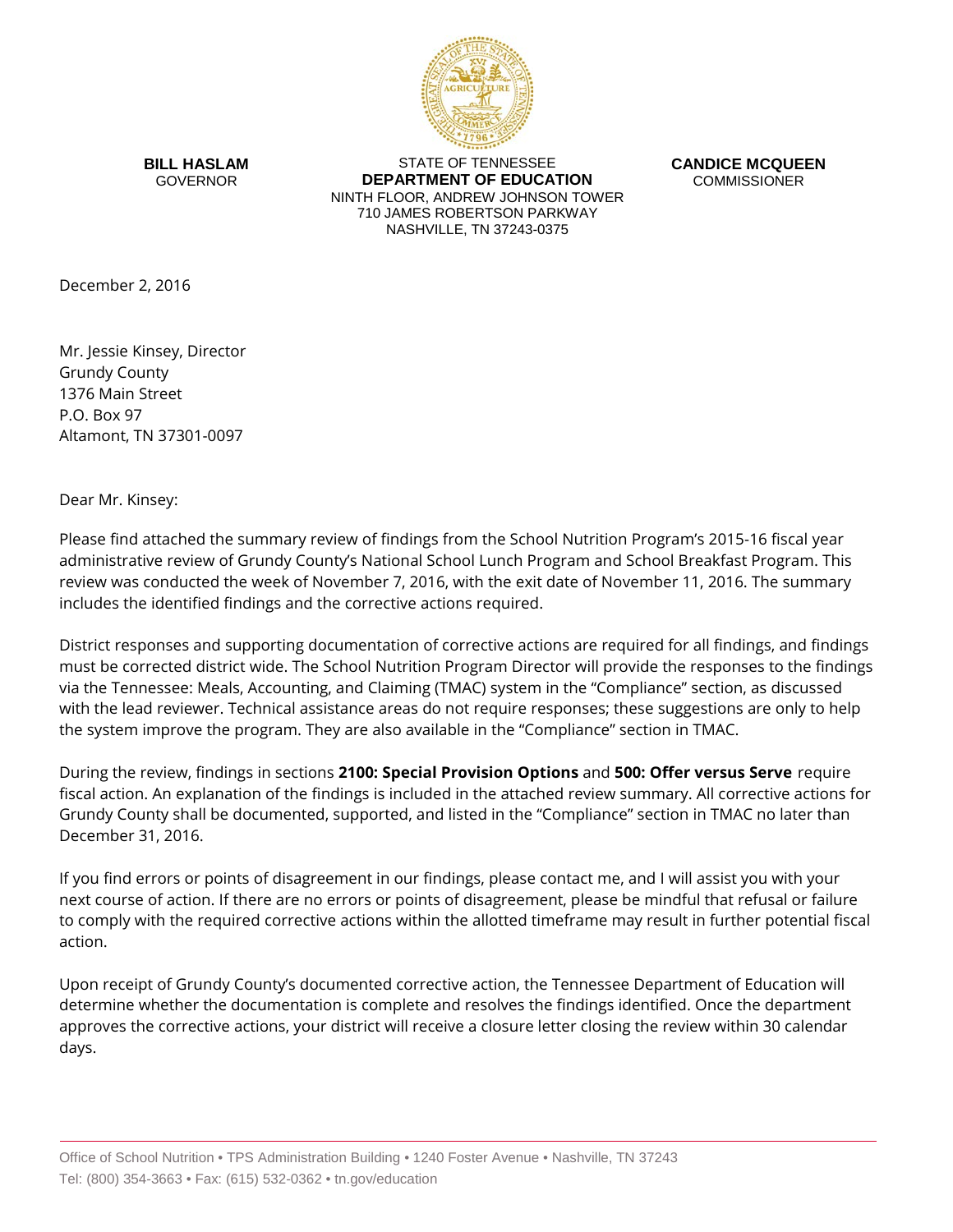**BILL HASLAM**
GOVERNOR

STATE OF TENNESSEE
**DEPARTMENT OF EDUCATION**
NINTH FLOOR, ANDREW JOHNSON TOWER
710 JAMES ROBERTSON PARKWAY
NASHVILLE, TN 37243-0375

**CANDICE MCQUEEN**
COMMISSIONER

December 2, 2016

Mr. Jessie Kinsey, Director
Grundy County
1376 Main Street
P.O. Box 97
Altamont, TN 37301-0097

Dear Mr. Kinsey:

Please find attached the summary review of findings from the School Nutrition Program's 2015-16 fiscal year administrative review of Grundy County's National School Lunch Program and School Breakfast Program. This review was conducted the week of November 7, 2016, with the exit date of November 11, 2016. The summary includes the identified findings and the corrective actions required.

District responses and supporting documentation of corrective actions are required for all findings, and findings must be corrected district wide. The School Nutrition Program Director will provide the responses to the findings via the Tennessee: Meals, Accounting, and Claiming (TMAC) system in the "Compliance" section, as discussed with the lead reviewer. Technical assistance areas do not require responses; these suggestions are only to help the system improve the program. They are also available in the "Compliance" section in TMAC.

During the review, findings in sections **2100: Special Provision Options** and **500: Offer versus Serve** require fiscal action. An explanation of the findings is included in the attached review summary. All corrective actions for Grundy County shall be documented, supported, and listed in the "Compliance" section in TMAC no later than December 31, 2016.

If you find errors or points of disagreement in our findings, please contact me, and I will assist you with your next course of action. If there are no errors or points of disagreement, please be mindful that refusal or failure to comply with the required corrective actions within the allotted timeframe may result in further potential fiscal action.

Upon receipt of Grundy County's documented corrective action, the Tennessee Department of Education will determine whether the documentation is complete and resolves the findings identified. Once the department approves the corrective actions, your district will receive a closure letter closing the review within 30 calendar days.

Office of School Nutrition • TPS Administration Building • 1240 Foster Avenue • Nashville, TN 37243
Tel: (800) 354-3663 • Fax: (615) 532-0362 • tn.gov/education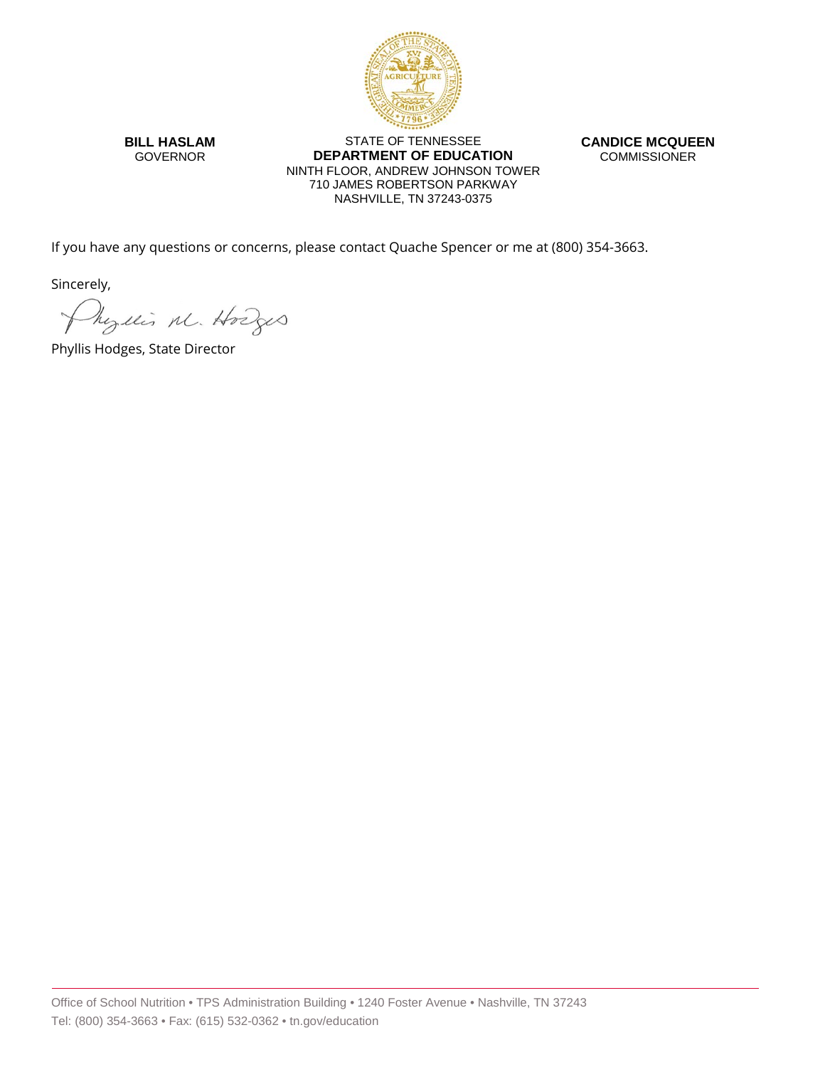**BILL HASLAM**
GOVERNOR

STATE OF TENNESSEE
**DEPARTMENT OF EDUCATION**
NINTH FLOOR, ANDREW JOHNSON TOWER
710 JAMES ROBERTSON PARKWAY
NASHVILLE, TN 37243-0375

**CANDICE MCQUEEN**
COMMISSIONER

If you have any questions or concerns, please contact Quache Spencer or me at (800) 354-3663.

Sincerely,

Phyllis M. Hodges

Phyllis Hodges, State Director

Office of School Nutrition • TPS Administration Building • 1240 Foster Avenue • Nashville, TN 37243
Tel: (800) 354-3663 • Fax: (615) 532-0362 • tn.gov/education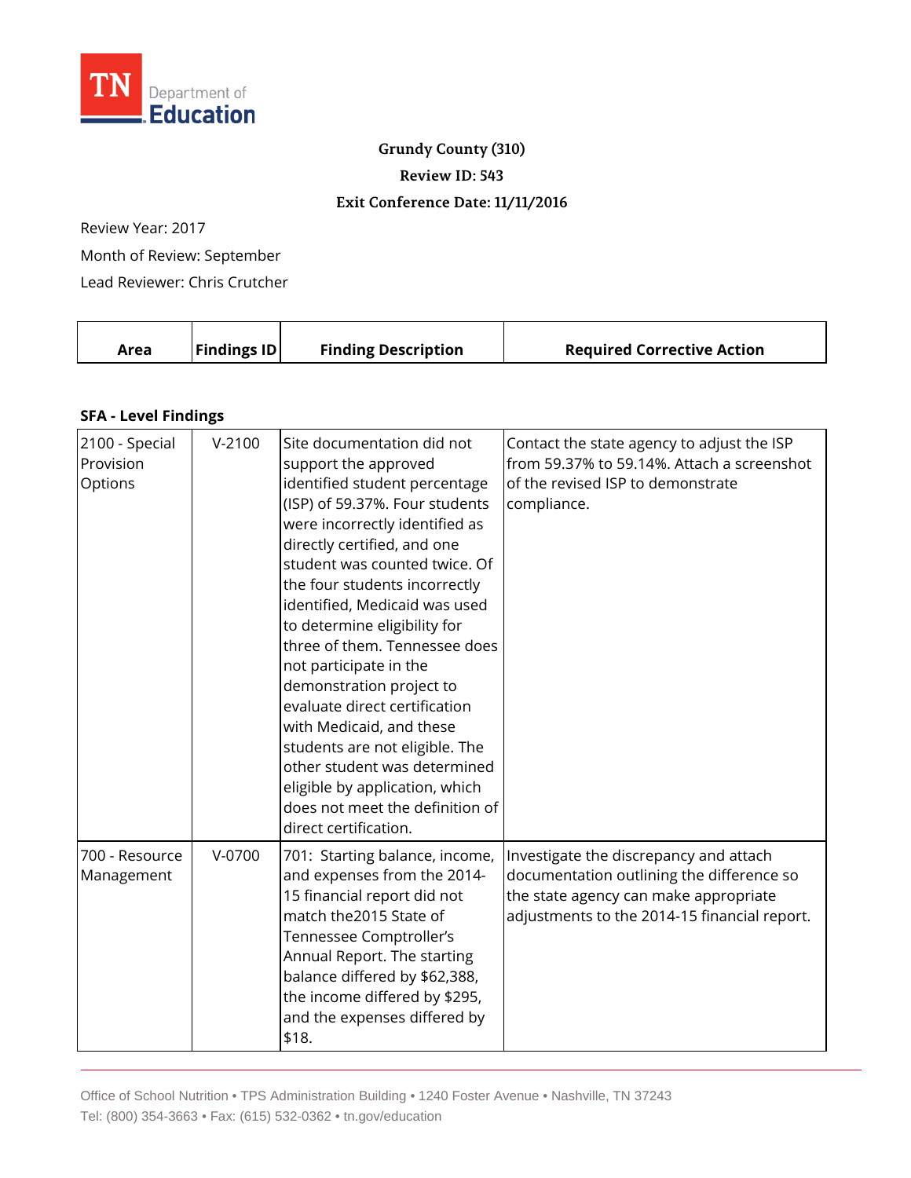**Grundy County (310)**

**Review ID: 543**

**Exit Conference Date: 11/11/2016**

Review Year: 2017

Month of Review: September

Lead Reviewer: Chris Crutcher

| Area | Findings ID | Finding Description | Required Corrective Action |
|---|---|---|---|
| **SFA - Level Findings** | | | |
| 2100 - Special Provision Options | V-2100 | Site documentation did not support the approved identified student percentage (ISP) of 59.37%. Four students were incorrectly identified as directly certified, and one student was counted twice. Of the four students incorrectly identified, Medicaid was used to determine eligibility for three of them. Tennessee does not participate in the demonstration project to evaluate direct certification with Medicaid, and these students are not eligible. The other student was determined eligible by application, which does not meet the definition of direct certification. | Contact the state agency to adjust the ISP from 59.37% to 59.14%. Attach a screenshot of the revised ISP to demonstrate compliance. |
| 700 - Resource Management | V-0700 | 701: Starting balance, income, and expenses from the 2014-15 financial report did not match the2015 State of Tennessee Comptroller's Annual Report. The starting balance differed by $62,388, the income differed by $295, and the expenses differed by $18. | Investigate the discrepancy and attach documentation outlining the difference so the state agency can make appropriate adjustments to the 2014-15 financial report. |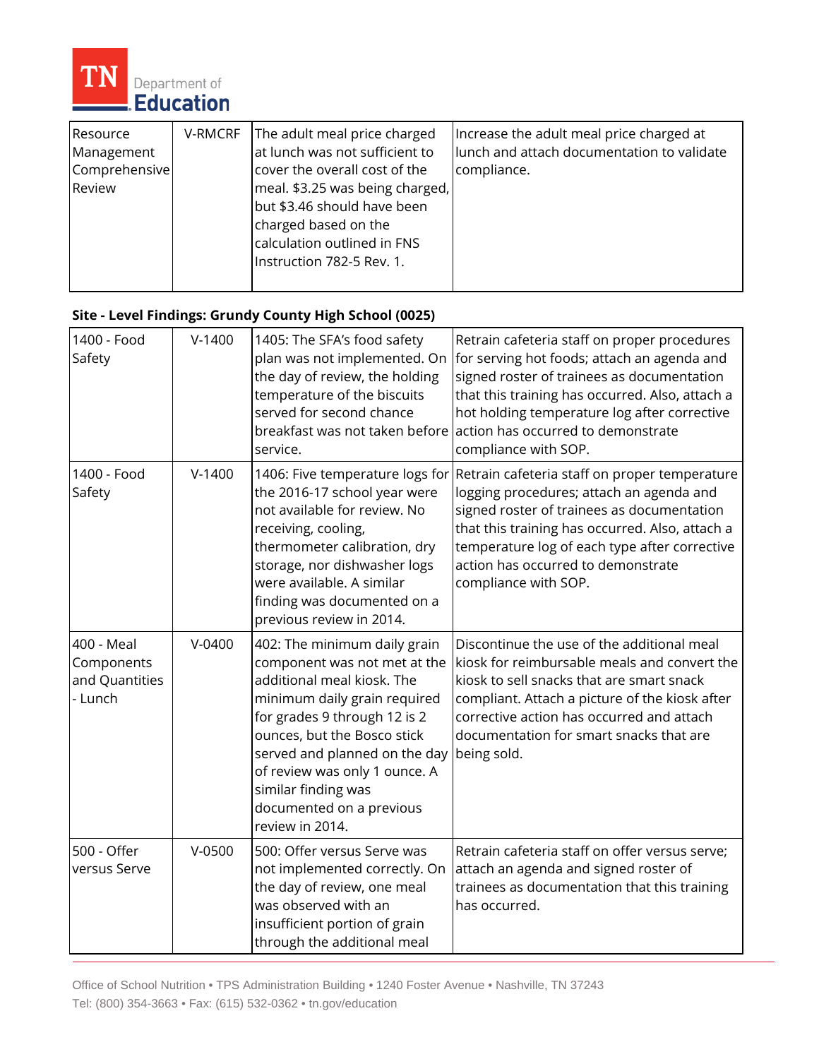| | | | |
|---|---|---|---|
| Resource Management Comprehensive Review | V-RMCRF | The adult meal price charged at lunch was not sufficient to cover the overall cost of the meal. $3.25 was being charged, but $3.46 should have been charged based on the calculation outlined in FNS Instruction 782-5 Rev. 1. | Increase the adult meal price charged at lunch and attach documentation to validate compliance. |

**Site - Level Findings: Grundy County High School (0025)**

| | | | |
|---|---|---|---|
| 1400 - Food Safety | V-1400 | 1405: The SFA's food safety plan was not implemented. On the day of review, the holding temperature of the biscuits served for second chance breakfast was not taken before service. | Retrain cafeteria staff on proper procedures for serving hot foods; attach an agenda and signed roster of trainees as documentation that this training has occurred. Also, attach a hot holding temperature log after corrective action has occurred to demonstrate compliance with SOP. |
| 1400 - Food Safety | V-1400 | 1406: Five temperature logs for the 2016-17 school year were not available for review. No receiving, cooling, thermometer calibration, dry storage, nor dishwasher logs were available. A similar finding was documented on a previous review in 2014. | Retrain cafeteria staff on proper temperature logging procedures; attach an agenda and signed roster of trainees as documentation that this training has occurred. Also, attach a temperature log of each type after corrective action has occurred to demonstrate compliance with SOP. |
| 400 - Meal Components and Quantities - Lunch | V-0400 | 402: The minimum daily grain component was not met at the additional meal kiosk. The minimum daily grain required for grades 9 through 12 is 2 ounces, but the Bosco stick served and planned on the day of review was only 1 ounce. A similar finding was documented on a previous review in 2014. | Discontinue the use of the additional meal kiosk for reimbursable meals and convert the kiosk to sell snacks that are smart snack compliant. Attach a picture of the kiosk after corrective action has occurred and attach documentation for smart snacks that are being sold. |
| 500 - Offer versus Serve | V-0500 | 500: Offer versus Serve was not implemented correctly. On the day of review, one meal was observed with an insufficient portion of grain through the additional meal | Retrain cafeteria staff on offer versus serve; attach an agenda and signed roster of trainees as documentation that this training has occurred. |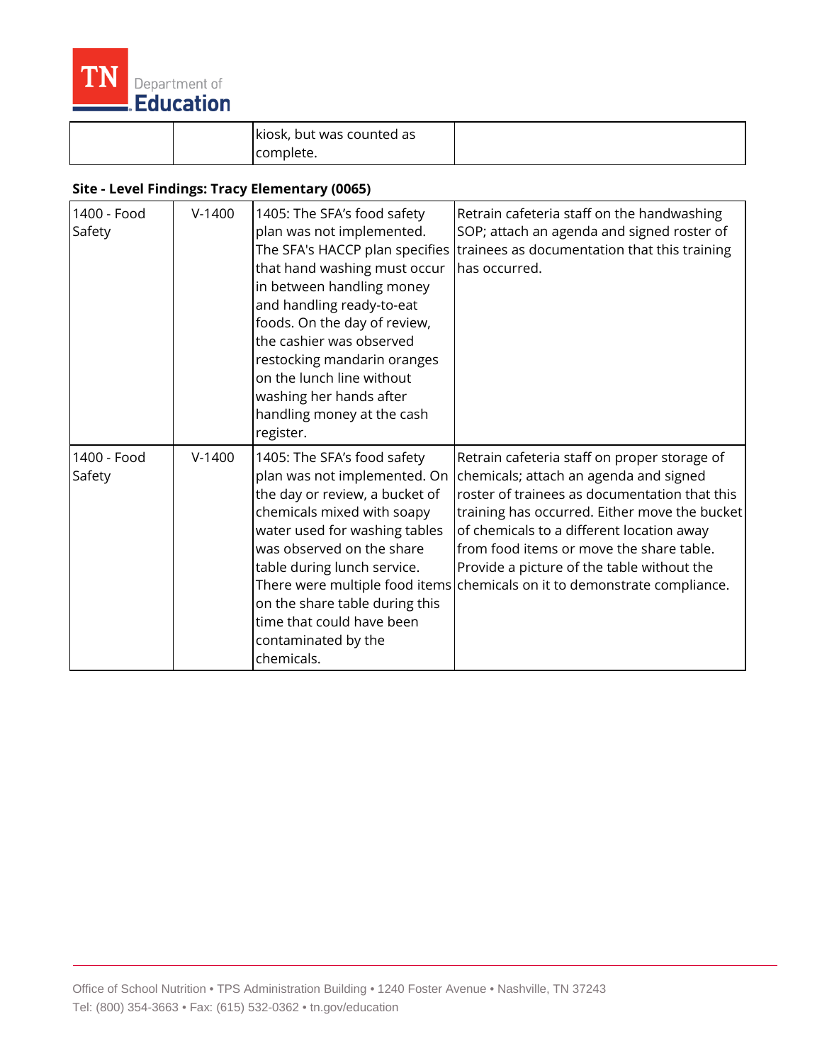| | | | |
|---|---|---|---|
| | | kiosk, but was counted as complete. | |

**Site - Level Findings: Tracy Elementary (0065)**

| | | | |
|---|---|---|---|
| 1400 - Food Safety | V-1400 | 1405: The SFA's food safety plan was not implemented. The SFA's HACCP plan specifies that hand washing must occur in between handling money and handling ready-to-eat foods. On the day of review, the cashier was observed restocking mandarin oranges on the lunch line without washing her hands after handling money at the cash register. | Retrain cafeteria staff on the handwashing SOP; attach an agenda and signed roster of trainees as documentation that this training has occurred. |
| 1400 - Food Safety | V-1400 | 1405: The SFA's food safety plan was not implemented. On the day or review, a bucket of chemicals mixed with soapy water used for washing tables was observed on the share table during lunch service. There were multiple food items on the share table during this time that could have been contaminated by the chemicals. | Retrain cafeteria staff on proper storage of chemicals; attach an agenda and signed roster of trainees as documentation that this training has occurred. Either move the bucket of chemicals to a different location away from food items or move the share table. Provide a picture of the table without the chemicals on it to demonstrate compliance. |